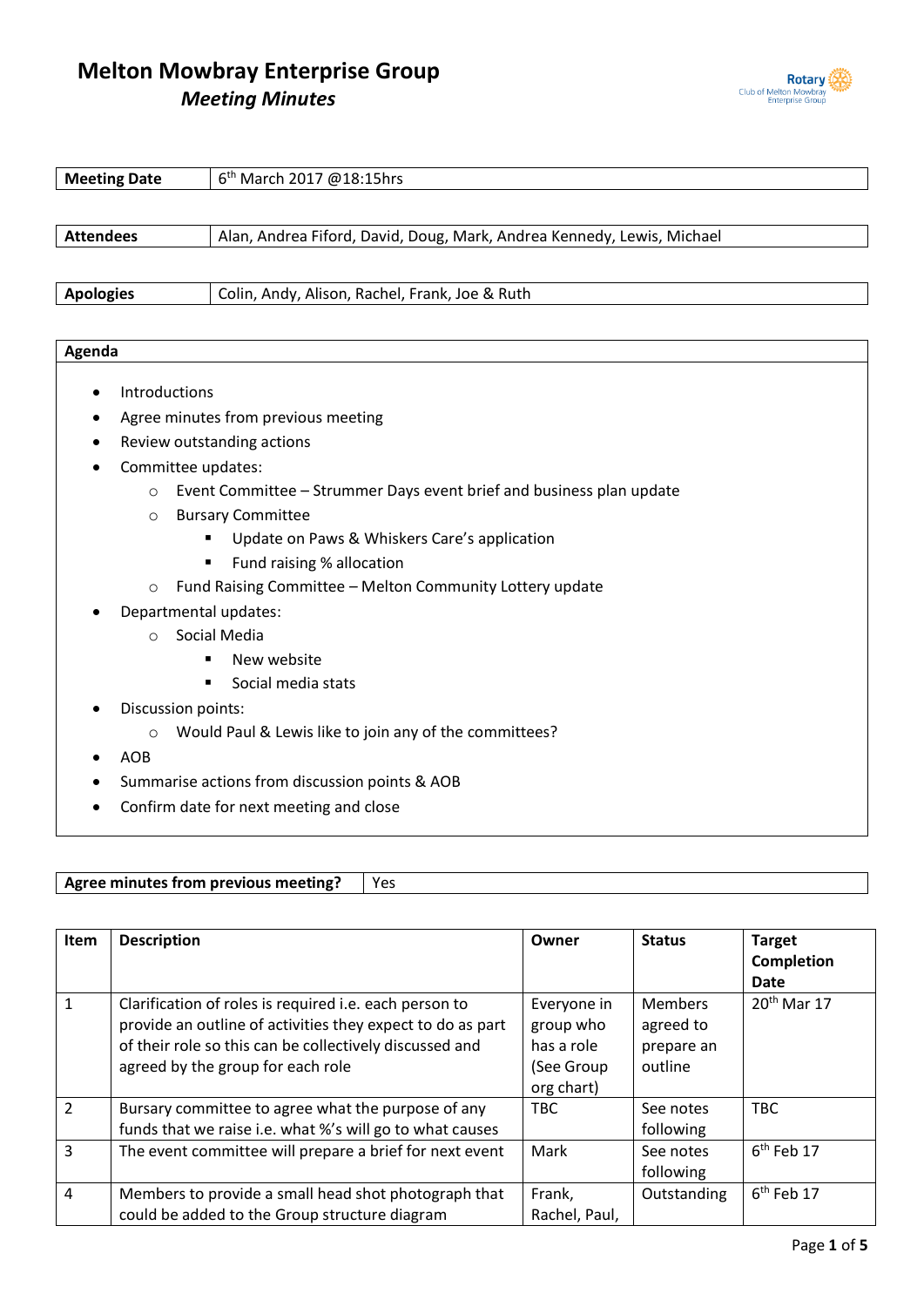# Melton Mowbray Enterprise Group

## *Meeting Minutes*

| Meeting Date | 6th March 2017 @18:15hrs |
|---|---|

| Attendees | Alan, Andrea Fiford, David, Doug, Mark, Andrea Kennedy, Lewis, Michael |
|---|---|

| Apologies | Colin, Andy, Alison, Rachel, Frank, Joe & Ruth |
|---|---|

**Agenda**

- Introductions
- Agree minutes from previous meeting
- Review outstanding actions
- Committee updates:
  - Event Committee – Strummer Days event brief and business plan update
  - Bursary Committee
    - Update on Paws & Whiskers Care's application
    - Fund raising % allocation
  - Fund Raising Committee – Melton Community Lottery update
- Departmental updates:
  - Social Media
    - New website
    - Social media stats
- Discussion points:
  - Would Paul & Lewis like to join any of the committees?
- AOB
- Summarise actions from discussion points & AOB
- Confirm date for next meeting and close

| Agree minutes from previous meeting? | Yes |
|---|---|

| Item | Description | Owner | Status | Target Completion Date |
|---|---|---|---|---|
| 1 | Clarification of roles is required i.e. each person to provide an outline of activities they expect to do as part of their role so this can be collectively discussed and agreed by the group for each role | Everyone in group who has a role (See Group org chart) | Members agreed to prepare an outline | 20th Mar 17 |
| 2 | Bursary committee to agree what the purpose of any funds that we raise i.e. what %'s will go to what causes | TBC | See notes following | TBC |
| 3 | The event committee will prepare a brief for next event | Mark | See notes following | 6th Feb 17 |
| 4 | Members to provide a small head shot photograph that could be added to the Group structure diagram | Frank, Rachel, Paul, | Outstanding | 6th Feb 17 |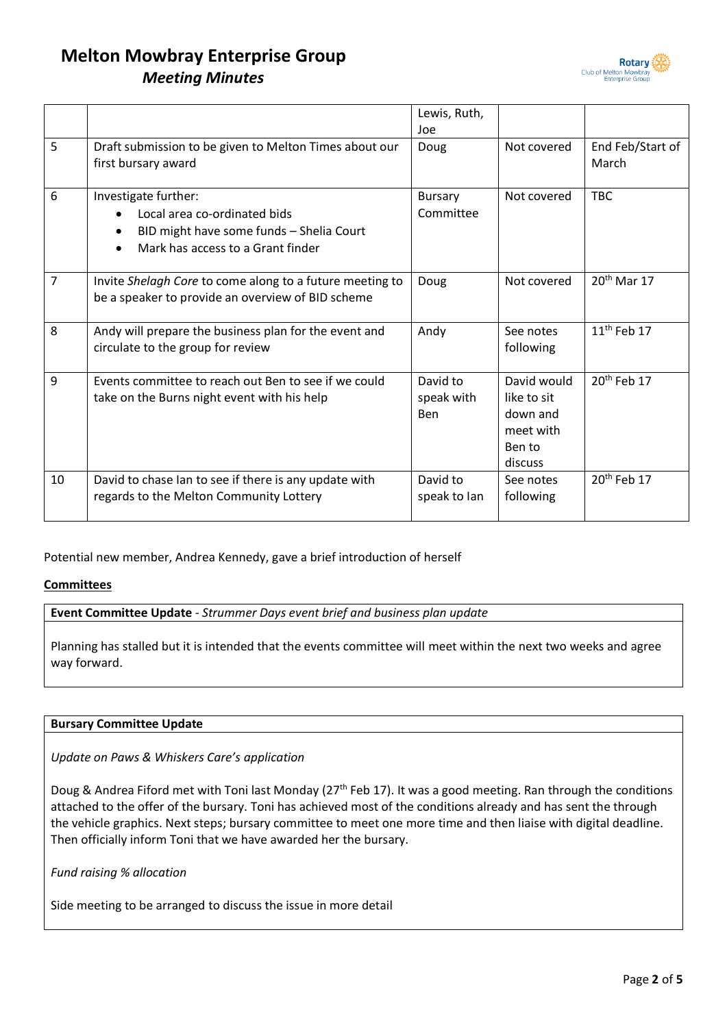| | | | | |
|---|---|---|---|---|
| | | Lewis, Ruth, Joe | | |
| 5 | Draft submission to be given to Melton Times about our first bursary award | Doug | Not covered | End Feb/Start of March |
| 6 | Investigate further:<br>• Local area co-ordinated bids<br>• BID might have some funds – Shelia Court<br>• Mark has access to a Grant finder | Bursary Committee | Not covered | TBC |
| 7 | Invite *Shelagh Core* to come along to a future meeting to be a speaker to provide an overview of BID scheme | Doug | Not covered | 20th Mar 17 |
| 8 | Andy will prepare the business plan for the event and circulate to the group for review | Andy | See notes following | 11th Feb 17 |
| 9 | Events committee to reach out Ben to see if we could take on the Burns night event with his help | David to speak with Ben | David would like to sit down and meet with Ben to discuss | 20th Feb 17 |
| 10 | David to chase Ian to see if there is any update with regards to the Melton Community Lottery | David to speak to Ian | See notes following | 20th Feb 17 |

Potential new member, Andrea Kennedy, gave a brief introduction of herself

**Committees**

**Event Committee Update** - *Strummer Days event brief and business plan update*

Planning has stalled but it is intended that the events committee will meet within the next two weeks and agree way forward.

**Bursary Committee Update**

*Update on Paws & Whiskers Care's application*

Doug & Andrea Fiford met with Toni last Monday (27th Feb 17). It was a good meeting. Ran through the conditions attached to the offer of the bursary. Toni has achieved most of the conditions already and has sent the through the vehicle graphics. Next steps; bursary committee to meet one more time and then liaise with digital deadline. Then officially inform Toni that we have awarded her the bursary.

*Fund raising % allocation*

Side meeting to be arranged to discuss the issue in more detail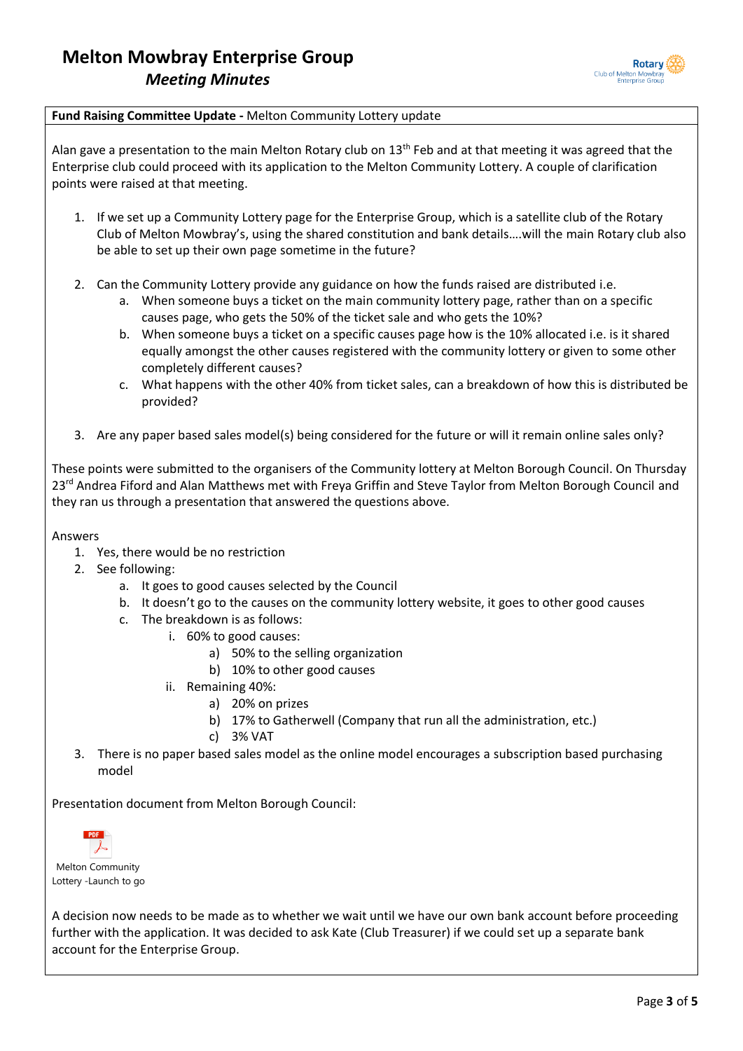# Melton Mowbray Enterprise Group

## *Meeting Minutes*

**Fund Raising Committee Update -** Melton Community Lottery update

Alan gave a presentation to the main Melton Rotary club on 13th Feb and at that meeting it was agreed that the Enterprise club could proceed with its application to the Melton Community Lottery. A couple of clarification points were raised at that meeting.

1. If we set up a Community Lottery page for the Enterprise Group, which is a satellite club of the Rotary Club of Melton Mowbray's, using the shared constitution and bank details….will the main Rotary club also be able to set up their own page sometime in the future?

2. Can the Community Lottery provide any guidance on how the funds raised are distributed i.e.
   a. When someone buys a ticket on the main community lottery page, rather than on a specific causes page, who gets the 50% of the ticket sale and who gets the 10%?
   b. When someone buys a ticket on a specific causes page how is the 10% allocated i.e. is it shared equally amongst the other causes registered with the community lottery or given to some other completely different causes?
   c. What happens with the other 40% from ticket sales, can a breakdown of how this is distributed be provided?

3. Are any paper based sales model(s) being considered for the future or will it remain online sales only?

These points were submitted to the organisers of the Community lottery at Melton Borough Council. On Thursday 23rd Andrea Fiford and Alan Matthews met with Freya Griffin and Steve Taylor from Melton Borough Council and they ran us through a presentation that answered the questions above.

Answers

1. Yes, there would be no restriction
2. See following:
   a. It goes to good causes selected by the Council
   b. It doesn't go to the causes on the community lottery website, it goes to other good causes
   c. The breakdown is as follows:
      i. 60% to good causes:
         a) 50% to the selling organization
         b) 10% to other good causes
      ii. Remaining 40%:
         a) 20% on prizes
         b) 17% to Gatherwell (Company that run all the administration, etc.)
         c) 3% VAT
3. There is no paper based sales model as the online model encourages a subscription based purchasing model

Presentation document from Melton Borough Council:

Melton Community Lottery -Launch to go

A decision now needs to be made as to whether we wait until we have our own bank account before proceeding further with the application. It was decided to ask Kate (Club Treasurer) if we could set up a separate bank account for the Enterprise Group.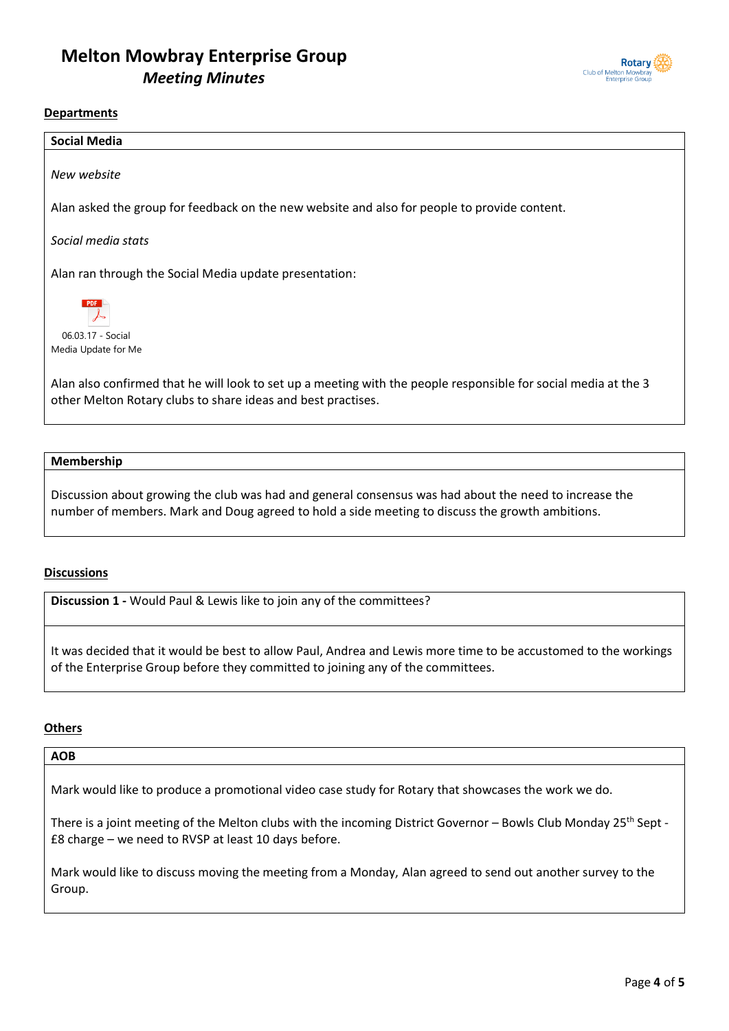**Departments**

**Social Media**

*New website*

Alan asked the group for feedback on the new website and also for people to provide content.

*Social media stats*

Alan ran through the Social Media update presentation:

06.03.17 - Social Media Update for Me

Alan also confirmed that he will look to set up a meeting with the people responsible for social media at the 3 other Melton Rotary clubs to share ideas and best practises.

**Membership**

Discussion about growing the club was had and general consensus was had about the need to increase the number of members. Mark and Doug agreed to hold a side meeting to discuss the growth ambitions.

**Discussions**

**Discussion 1 -** Would Paul & Lewis like to join any of the committees?

It was decided that it would be best to allow Paul, Andrea and Lewis more time to be accustomed to the workings of the Enterprise Group before they committed to joining any of the committees.

**Others**

**AOB**

Mark would like to produce a promotional video case study for Rotary that showcases the work we do.

There is a joint meeting of the Melton clubs with the incoming District Governor – Bowls Club Monday 25th Sept - £8 charge – we need to RVSP at least 10 days before.

Mark would like to discuss moving the meeting from a Monday, Alan agreed to send out another survey to the Group.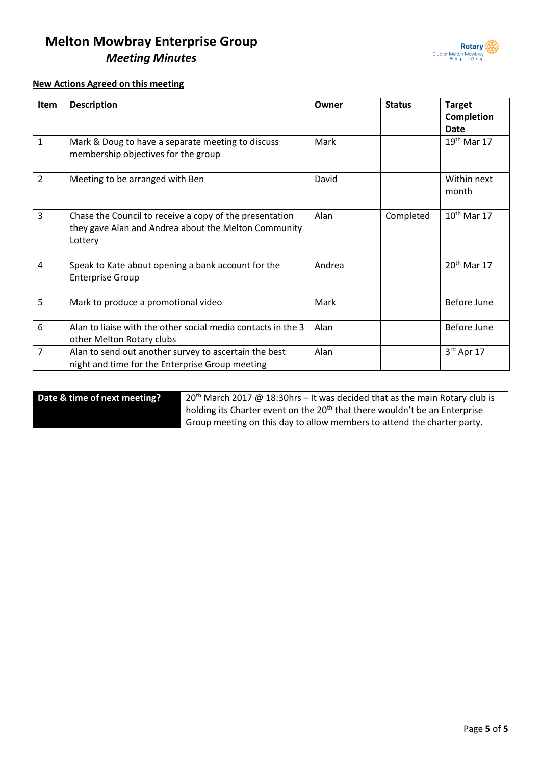# Melton Mowbray Enterprise Group

## *Meeting Minutes*

**New Actions Agreed on this meeting**

| Item | Description | Owner | Status | Target Completion Date |
|---|---|---|---|---|
| 1 | Mark & Doug to have a separate meeting to discuss membership objectives for the group | Mark | | 19th Mar 17 |
| 2 | Meeting to be arranged with Ben | David | | Within next month |
| 3 | Chase the Council to receive a copy of the presentation they gave Alan and Andrea about the Melton Community Lottery | Alan | Completed | 10th Mar 17 |
| 4 | Speak to Kate about opening a bank account for the Enterprise Group | Andrea | | 20th Mar 17 |
| 5 | Mark to produce a promotional video | Mark | | Before June |
| 6 | Alan to liaise with the other social media contacts in the 3 other Melton Rotary clubs | Alan | | Before June |
| 7 | Alan to send out another survey to ascertain the best night and time for the Enterprise Group meeting | Alan | | 3rd Apr 17 |

| | |
|---|---|
| **Date & time of next meeting?** | 20th March 2017 @ 18:30hrs – It was decided that as the main Rotary club is holding its Charter event on the 20th that there wouldn't be an Enterprise Group meeting on this day to allow members to attend the charter party. |